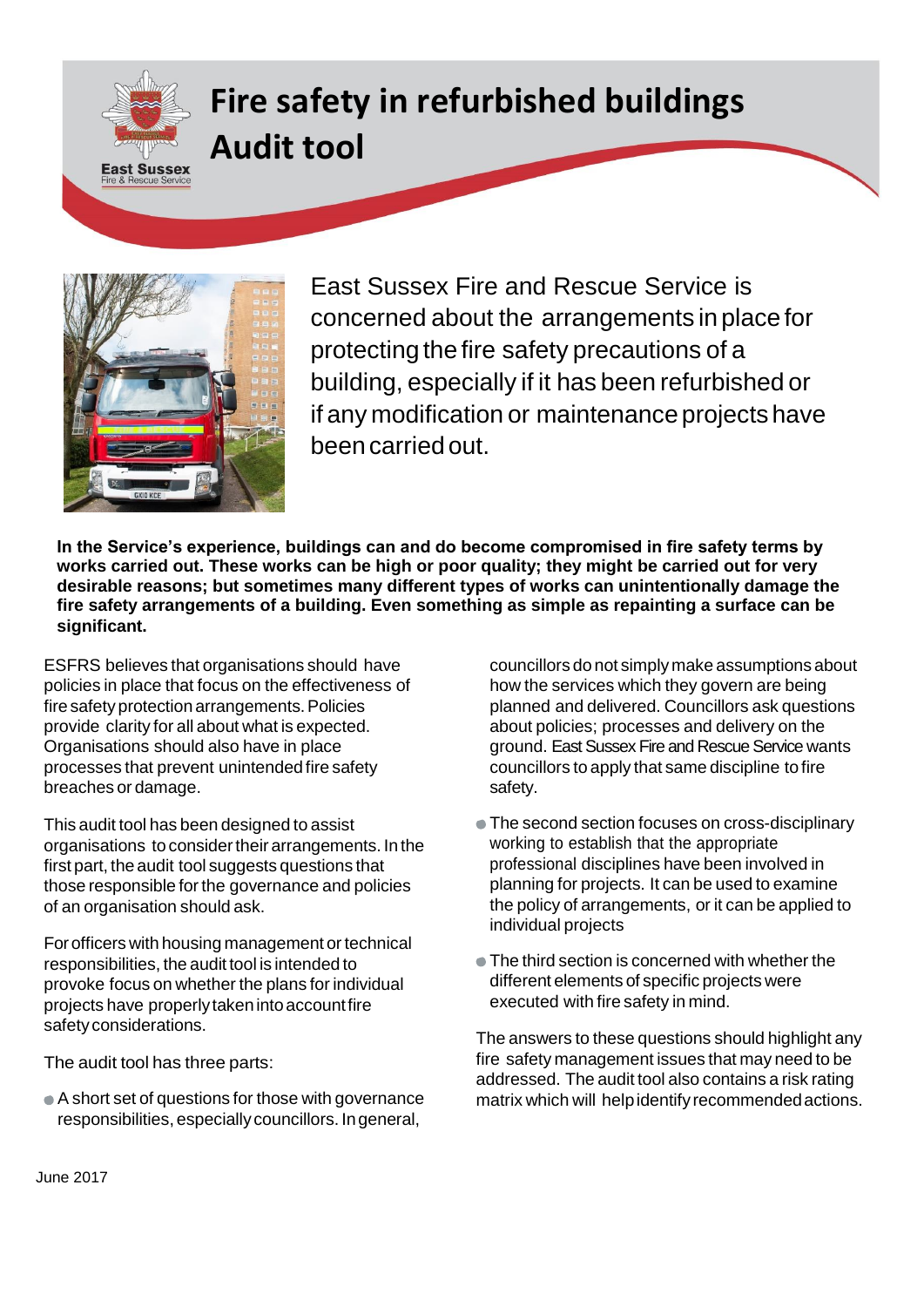East Sussex Fire & Rescue Service

# Fire safety in refurbished buildings Audit tool

East Sussex Fire and Rescue Service is concerned about the arrangements in place for protecting the fire safety precautions of a building, especially if it has been refurbished or if any modification or maintenance projects have been carried out.

**In the Service's experience, buildings can and do become compromised in fire safety terms by works carried out. These works can be high or poor quality; they might be carried out for very desirable reasons; but sometimes many different types of works can unintentionally damage the fire safety arrangements of a building. Even something as simple as repainting a surface can be significant.**

ESFRS believes that organisations should have policies in place that focus on the effectiveness of fire safety protection arrangements. Policies provide clarity for all about what is expected. Organisations should also have in place processes that prevent unintended fire safety breaches or damage.

This audit tool has been designed to assist organisations to consider their arrangements. In the first part, the audit tool suggests questions that those responsible for the governance and policies of an organisation should ask.

For officers with housing management or technical responsibilities, the audit tool is intended to provoke focus on whether the plans for individual projects have properly taken into account fire safety considerations.

The audit tool has three parts:

- A short set of questions for those with governance responsibilities, especially councillors. In general, councillors do not simply make assumptions about how the services which they govern are being planned and delivered. Councillors ask questions about policies; processes and delivery on the ground. East Sussex Fire and Rescue Service wants councillors to apply that same discipline to fire safety.
- The second section focuses on cross-disciplinary working to establish that the appropriate professional disciplines have been involved in planning for projects. It can be used to examine the policy of arrangements, or it can be applied to individual projects
- The third section is concerned with whether the different elements of specific projects were executed with fire safety in mind.

The answers to these questions should highlight any fire safety management issues that may need to be addressed. The audit tool also contains a risk rating matrix which will help identify recommended actions.

June 2017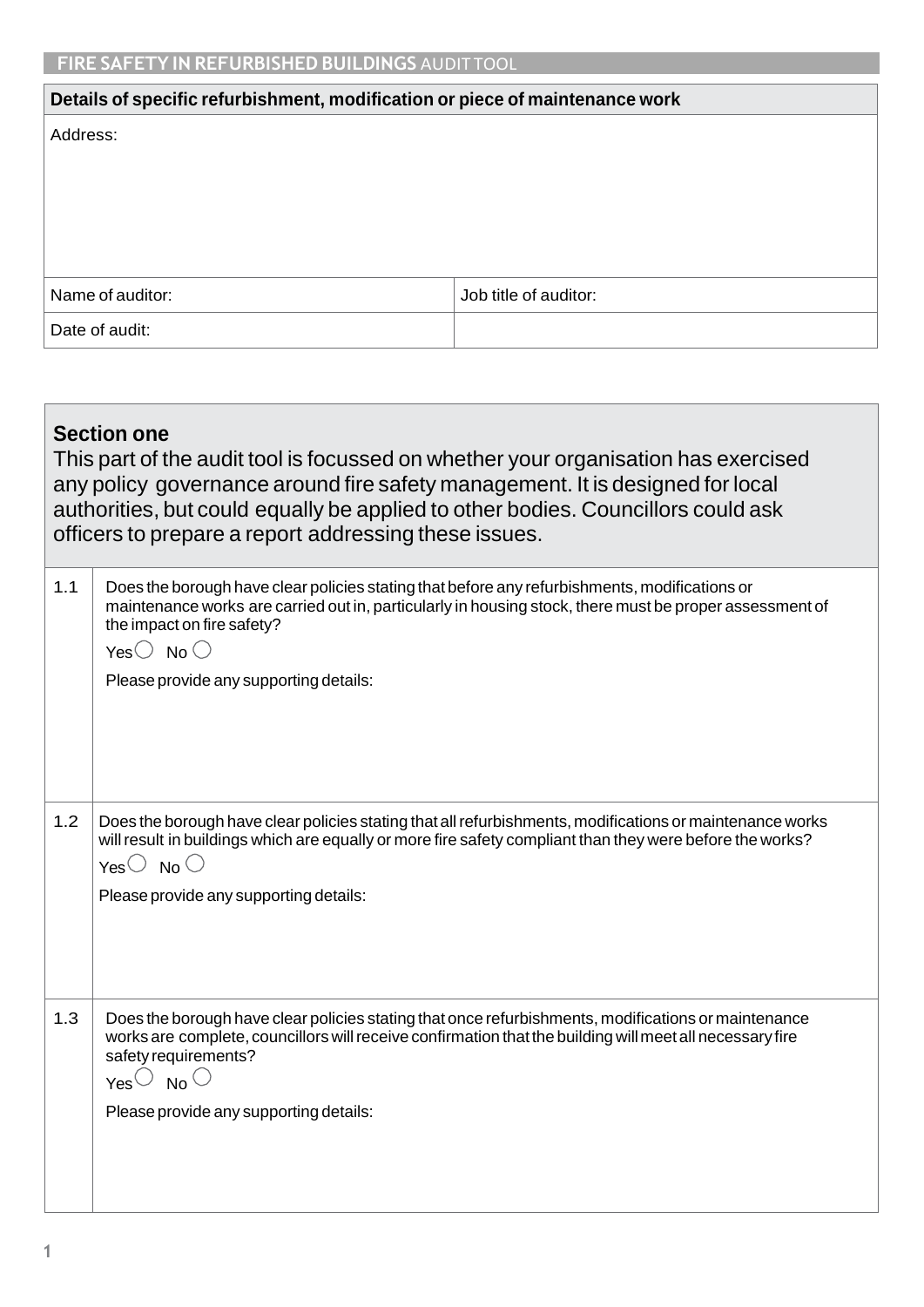**FIRE SAFETY IN REFURBISHED BUILDINGS** AUDIT TOOL

| Details of specific refurbishment, modification or piece of maintenance work | |
|---|---|
| Address: | |
| Name of auditor: | Job title of auditor: |
| Date of audit: | |

## Section one

This part of the audit tool is focussed on whether your organisation has exercised any policy governance around fire safety management. It is designed for local authorities, but could equally be applied to other bodies. Councillors could ask officers to prepare a report addressing these issues.

| | |
|---|---|
| 1.1 | Does the borough have clear policies stating that before any refurbishments, modifications or maintenance works are carried out in, particularly in housing stock, there must be proper assessment of the impact on fire safety?<br>Yes ○ No ○<br>Please provide any supporting details: |
| 1.2 | Does the borough have clear policies stating that all refurbishments, modifications or maintenance works will result in buildings which are equally or more fire safety compliant than they were before the works?<br>Yes ○ No ○<br>Please provide any supporting details: |
| 1.3 | Does the borough have clear policies stating that once refurbishments, modifications or maintenance works are complete, councillors will receive confirmation that the building will meet all necessary fire safety requirements?<br>Yes ○ No ○<br>Please provide any supporting details: |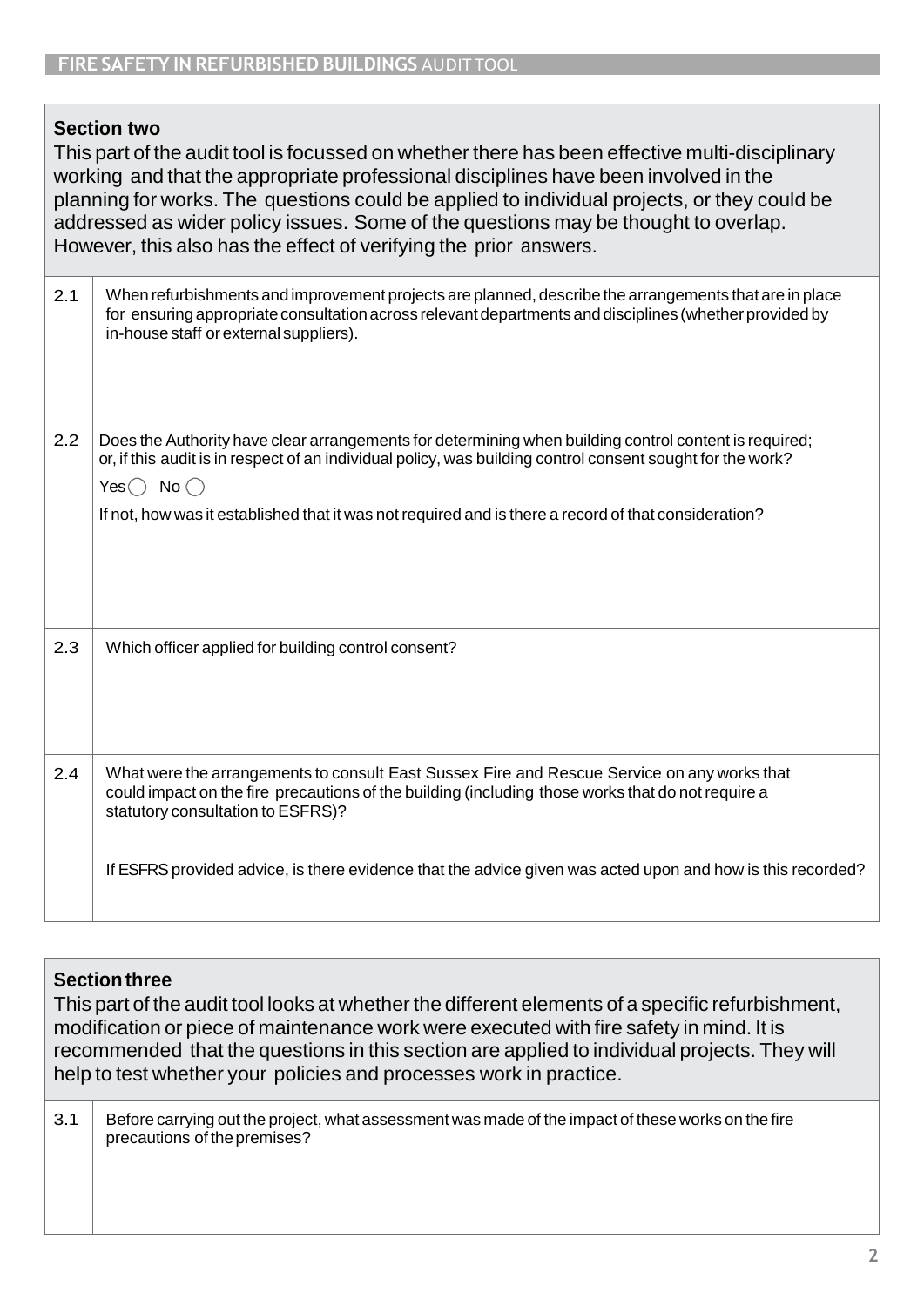## Section two

This part of the audit tool is focussed on whether there has been effective multi-disciplinary working and that the appropriate professional disciplines have been involved in the planning for works. The questions could be applied to individual projects, or they could be addressed as wider policy issues. Some of the questions may be thought to overlap. However, this also has the effect of verifying the prior answers.

| | |
|---|---|
| 2.1 | When refurbishments and improvement projects are planned, describe the arrangements that are in place for ensuring appropriate consultation across relevant departments and disciplines (whether provided by in-house staff or external suppliers). |
| 2.2 | Does the Authority have clear arrangements for determining when building control content is required; or, if this audit is in respect of an individual policy, was building control consent sought for the work?<br>Yes ◯ No ◯<br>If not, how was it established that it was not required and is there a record of that consideration? |
| 2.3 | Which officer applied for building control consent? |
| 2.4 | What were the arrangements to consult East Sussex Fire and Rescue Service on any works that could impact on the fire precautions of the building (including those works that do not require a statutory consultation to ESFRS)?<br><br>If ESFRS provided advice, is there evidence that the advice given was acted upon and how is this recorded? |

## Section three

This part of the audit tool looks at whether the different elements of a specific refurbishment, modification or piece of maintenance work were executed with fire safety in mind. It is recommended that the questions in this section are applied to individual projects. They will help to test whether your policies and processes work in practice.

| | |
|---|---|
| 3.1 | Before carrying out the project, what assessment was made of the impact of these works on the fire precautions of the premises? |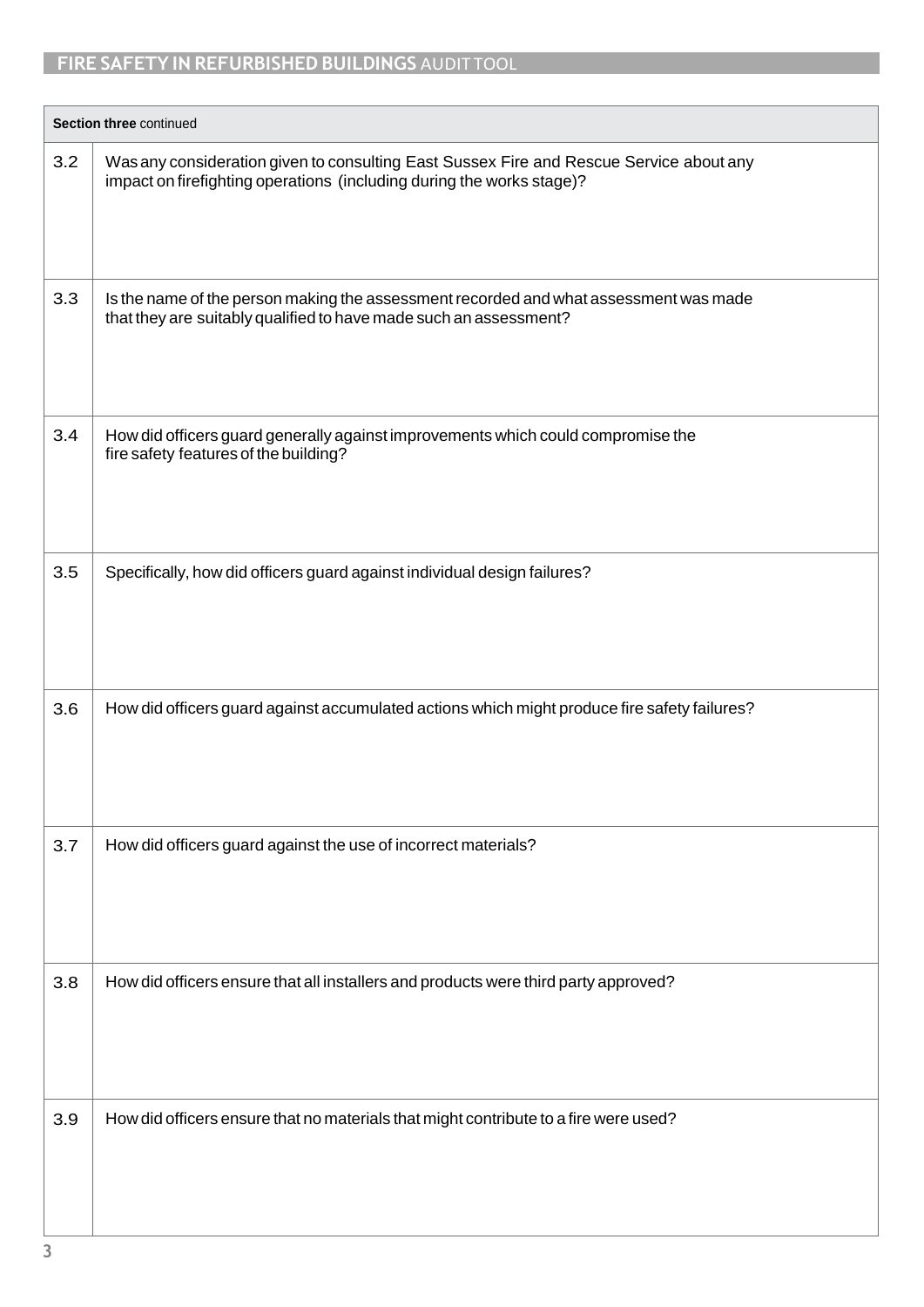| Section three continued | |
|---|---|
| 3.2 | Was any consideration given to consulting East Sussex Fire and Rescue Service about any impact on firefighting operations (including during the works stage)? |
| 3.3 | Is the name of the person making the assessment recorded and what assessment was made that they are suitably qualified to have made such an assessment? |
| 3.4 | How did officers guard generally against improvements which could compromise the fire safety features of the building? |
| 3.5 | Specifically, how did officers guard against individual design failures? |
| 3.6 | How did officers guard against accumulated actions which might produce fire safety failures? |
| 3.7 | How did officers guard against the use of incorrect materials? |
| 3.8 | How did officers ensure that all installers and products were third party approved? |
| 3.9 | How did officers ensure that no materials that might contribute to a fire were used? |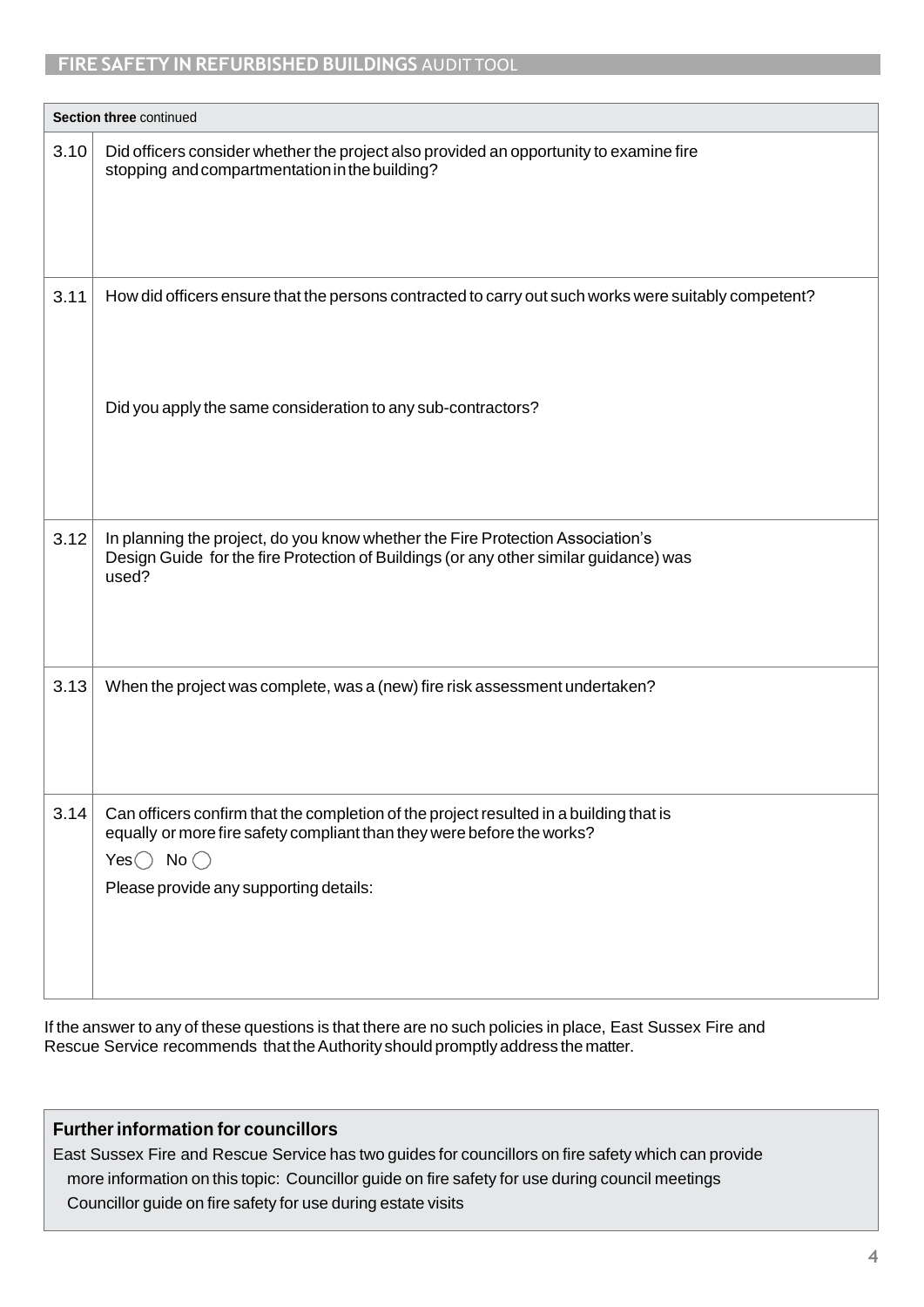| Section three continued | |
|---|---|
| 3.10 | Did officers consider whether the project also provided an opportunity to examine fire stopping and compartmentation in the building? |
| 3.11 | How did officers ensure that the persons contracted to carry out such works were suitably competent?<br><br>Did you apply the same consideration to any sub-contractors? |
| 3.12 | In planning the project, do you know whether the Fire Protection Association's Design Guide for the fire Protection of Buildings (or any other similar guidance) was used? |
| 3.13 | When the project was complete, was a (new) fire risk assessment undertaken? |
| 3.14 | Can officers confirm that the completion of the project resulted in a building that is equally or more fire safety compliant than they were before the works?<br>Yes ◯ No ◯<br>Please provide any supporting details: |

If the answer to any of these questions is that there are no such policies in place, East Sussex Fire and Rescue Service recommends that the Authority should promptly address the matter.

**Further information for councillors**

East Sussex Fire and Rescue Service has two guides for councillors on fire safety which can provide more information on this topic: Councillor guide on fire safety for use during council meetings

Councillor guide on fire safety for use during estate visits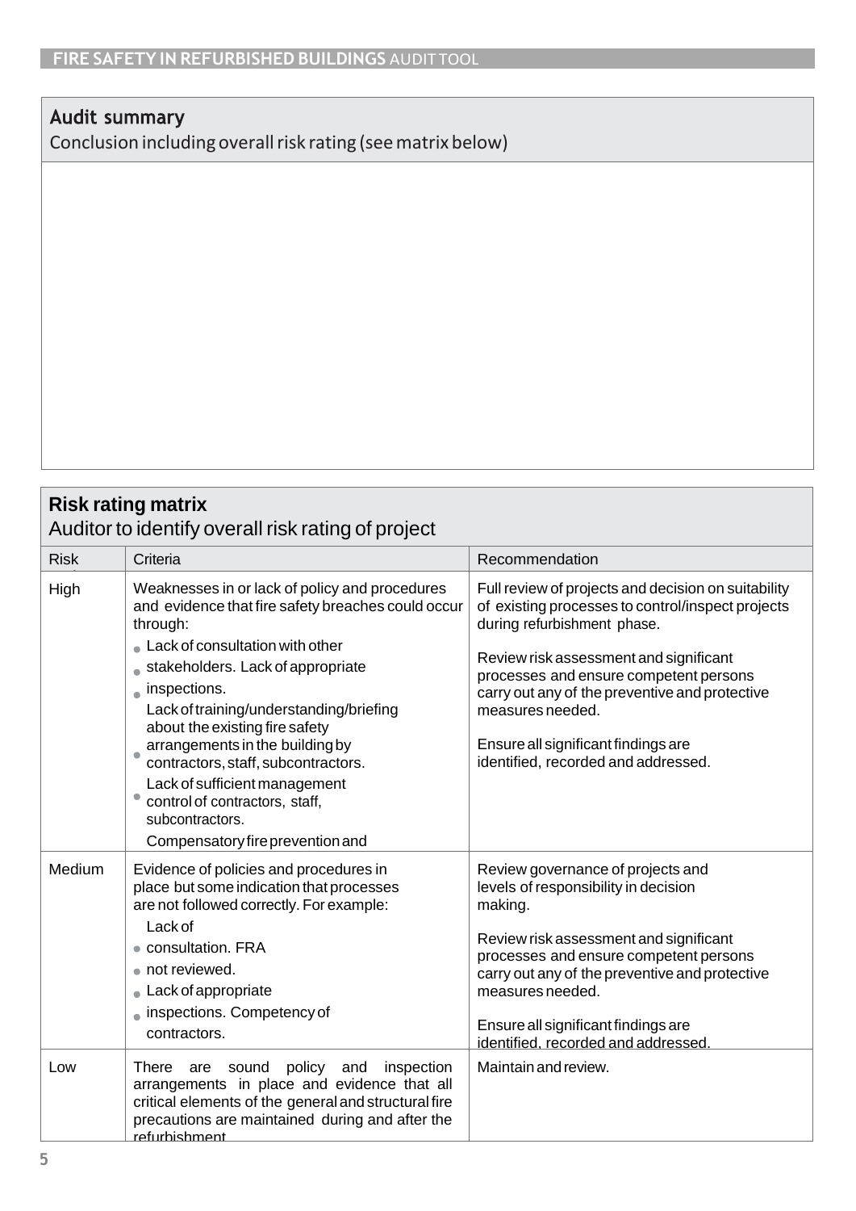## Audit summary

Conclusion including overall risk rating (see matrix below)

## Risk rating matrix

Auditor to identify overall risk rating of project

| Risk | Criteria | Recommendation |
|---|---|---|
| High | Weaknesses in or lack of policy and procedures and evidence that fire safety breaches could occur through:<br>• Lack of consultation with other stakeholders.<br>• Lack of appropriate inspections.<br>• Lack of training/understanding/briefing about the existing fire safety arrangements in the building by contractors, staff, subcontractors.<br>• Lack of sufficient management control of contractors, staff, subcontractors.<br>• Compensatory fire prevention and | Full review of projects and decision on suitability of existing processes to control/inspect projects during refurbishment phase.<br><br>Review risk assessment and significant processes and ensure competent persons carry out any of the preventive and protective measures needed.<br><br>Ensure all significant findings are identified, recorded and addressed. |
| Medium | Evidence of policies and procedures in place but some indication that processes are not followed correctly. For example:<br>• Lack of consultation.<br>• FRA not reviewed.<br>• Lack of appropriate inspections.<br>• Competency of contractors. | Review governance of projects and levels of responsibility in decision making.<br><br>Review risk assessment and significant processes and ensure competent persons carry out any of the preventive and protective measures needed.<br><br>Ensure all significant findings are identified, recorded and addressed. |
| Low | There are sound policy and inspection arrangements in place and evidence that all critical elements of the general and structural fire precautions are maintained during and after the refurbishment | Maintain and review. |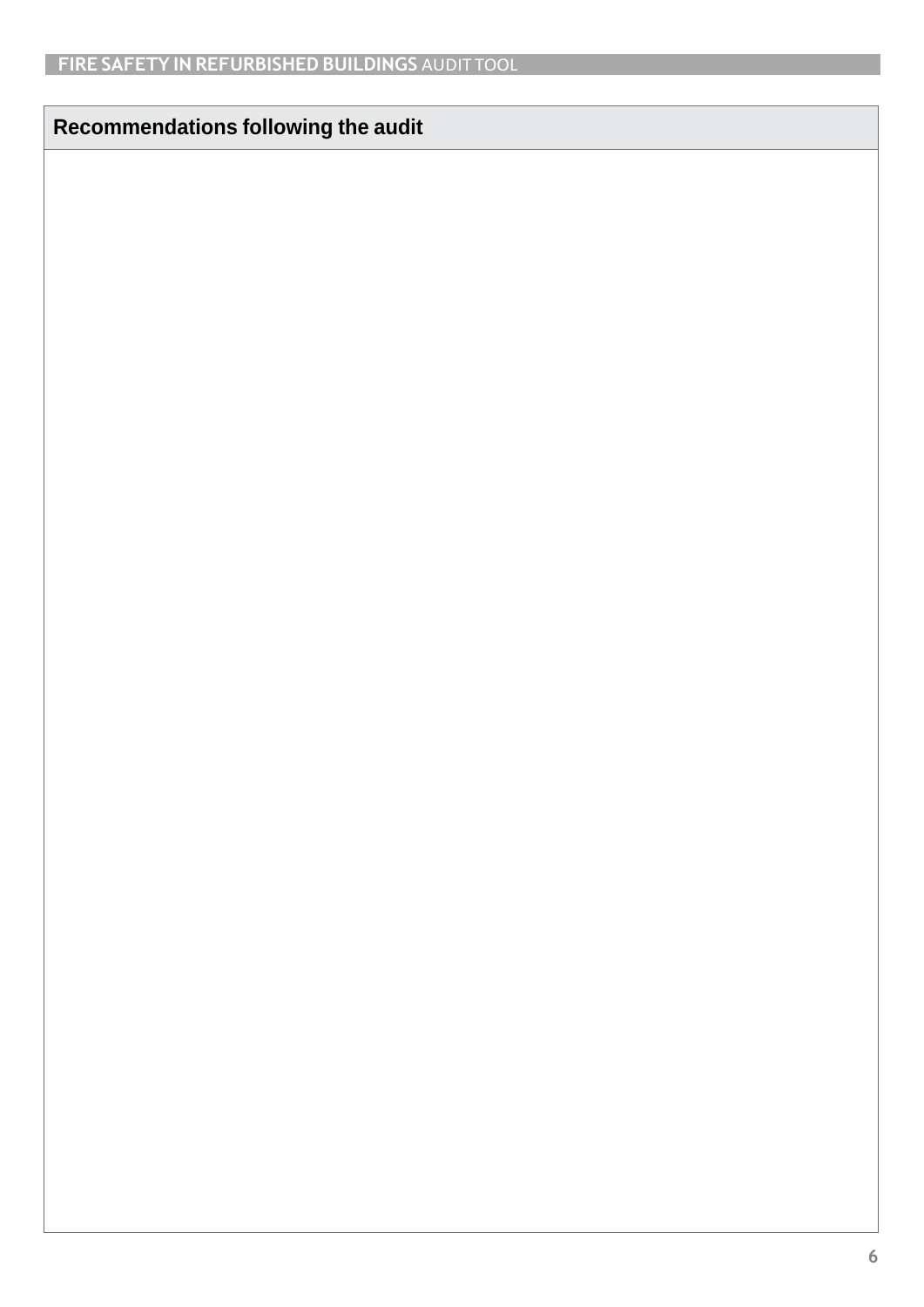| Recommendations following the audit |
| --- |
| |